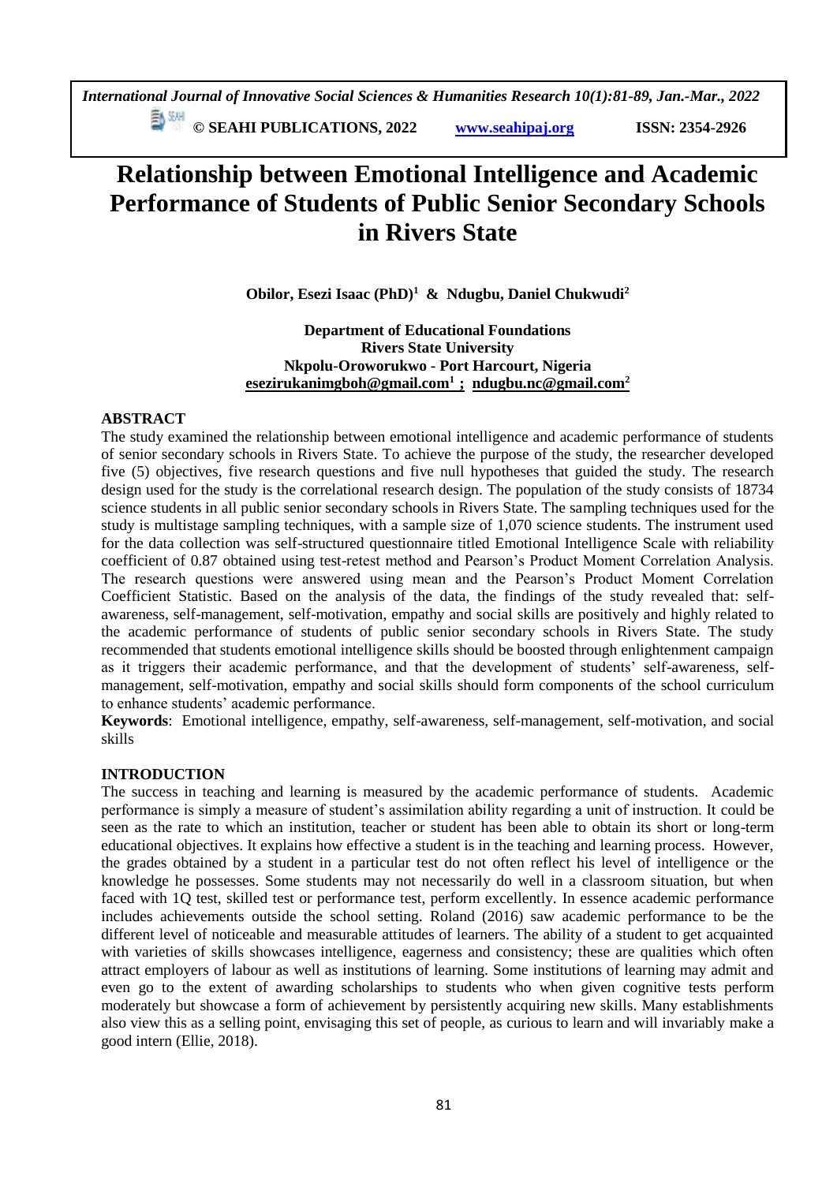# Relationship between Emotional Intelligence and Academic Performance of Students of Public Senior Secondary Schools in Rivers State

**Obilor, Esezi Isaac (PhD)[1] & Ndugbu, Daniel Chukwudi[2]**

**Department of Educational Foundations**
**Rivers State University**
**Nkpolu-Oroworukwo - Port Harcourt, Nigeria**
**esezirukanimgboh@gmail.com[1] ; ndugbu.nc@gmail.com[2]**

## ABSTRACT

The study examined the relationship between emotional intelligence and academic performance of students of senior secondary schools in Rivers State. To achieve the purpose of the study, the researcher developed five (5) objectives, five research questions and five null hypotheses that guided the study. The research design used for the study is the correlational research design. The population of the study consists of 18734 science students in all public senior secondary schools in Rivers State. The sampling techniques used for the study is multistage sampling techniques, with a sample size of 1,070 science students. The instrument used for the data collection was self-structured questionnaire titled Emotional Intelligence Scale with reliability coefficient of 0.87 obtained using test-retest method and Pearson's Product Moment Correlation Analysis. The research questions were answered using mean and the Pearson's Product Moment Correlation Coefficient Statistic. Based on the analysis of the data, the findings of the study revealed that: self-awareness, self-management, self-motivation, empathy and social skills are positively and highly related to the academic performance of students of public senior secondary schools in Rivers State. The study recommended that students emotional intelligence skills should be boosted through enlightenment campaign as it triggers their academic performance, and that the development of students' self-awareness, self-management, self-motivation, empathy and social skills should form components of the school curriculum to enhance students' academic performance.

**Keywords**: Emotional intelligence, empathy, self-awareness, self-management, self-motivation, and social skills

## INTRODUCTION

The success in teaching and learning is measured by the academic performance of students. Academic performance is simply a measure of student's assimilation ability regarding a unit of instruction. It could be seen as the rate to which an institution, teacher or student has been able to obtain its short or long-term educational objectives. It explains how effective a student is in the teaching and learning process. However, the grades obtained by a student in a particular test do not often reflect his level of intelligence or the knowledge he possesses. Some students may not necessarily do well in a classroom situation, but when faced with 1Q test, skilled test or performance test, perform excellently. In essence academic performance includes achievements outside the school setting. Roland (2016) saw academic performance to be the different level of noticeable and measurable attitudes of learners. The ability of a student to get acquainted with varieties of skills showcases intelligence, eagerness and consistency; these are qualities which often attract employers of labour as well as institutions of learning. Some institutions of learning may admit and even go to the extent of awarding scholarships to students who when given cognitive tests perform moderately but showcase a form of achievement by persistently acquiring new skills. Many establishments also view this as a selling point, envisaging this set of people, as curious to learn and will invariably make a good intern (Ellie, 2018).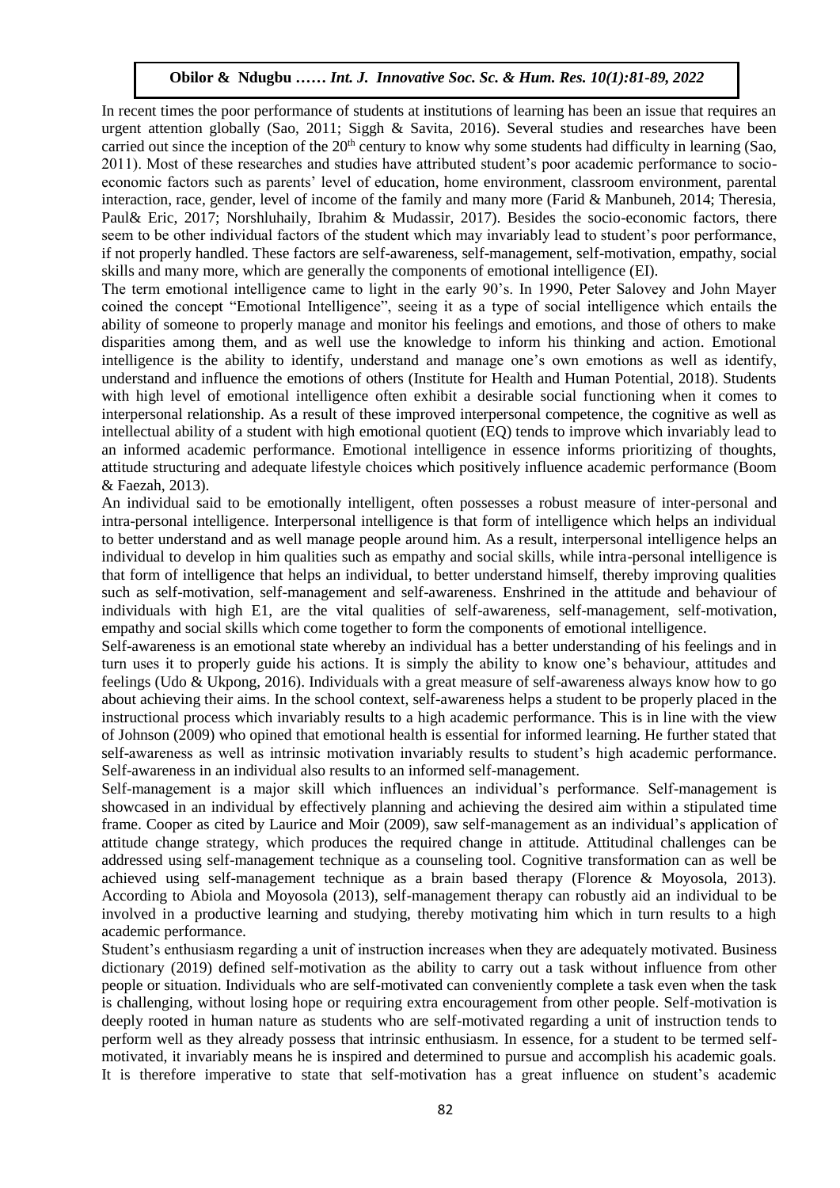In recent times the poor performance of students at institutions of learning has been an issue that requires an urgent attention globally (Sao, 2011; Siggh & Savita, 2016). Several studies and researches have been carried out since the inception of the 20th century to know why some students had difficulty in learning (Sao, 2011). Most of these researches and studies have attributed student's poor academic performance to socio-economic factors such as parents' level of education, home environment, classroom environment, parental interaction, race, gender, level of income of the family and many more (Farid & Manbuneh, 2014; Theresia, Paul& Eric, 2017; Norshluhaily, Ibrahim & Mudassir, 2017). Besides the socio-economic factors, there seem to be other individual factors of the student which may invariably lead to student's poor performance, if not properly handled. These factors are self-awareness, self-management, self-motivation, empathy, social skills and many more, which are generally the components of emotional intelligence (EI).

The term emotional intelligence came to light in the early 90's. In 1990, Peter Salovey and John Mayer coined the concept "Emotional Intelligence", seeing it as a type of social intelligence which entails the ability of someone to properly manage and monitor his feelings and emotions, and those of others to make disparities among them, and as well use the knowledge to inform his thinking and action. Emotional intelligence is the ability to identify, understand and manage one's own emotions as well as identify, understand and influence the emotions of others (Institute for Health and Human Potential, 2018). Students with high level of emotional intelligence often exhibit a desirable social functioning when it comes to interpersonal relationship. As a result of these improved interpersonal competence, the cognitive as well as intellectual ability of a student with high emotional quotient (EQ) tends to improve which invariably lead to an informed academic performance. Emotional intelligence in essence informs prioritizing of thoughts, attitude structuring and adequate lifestyle choices which positively influence academic performance (Boom & Faezah, 2013).

An individual said to be emotionally intelligent, often possesses a robust measure of inter-personal and intra-personal intelligence. Interpersonal intelligence is that form of intelligence which helps an individual to better understand and as well manage people around him. As a result, interpersonal intelligence helps an individual to develop in him qualities such as empathy and social skills, while intra-personal intelligence is that form of intelligence that helps an individual, to better understand himself, thereby improving qualities such as self-motivation, self-management and self-awareness. Enshrined in the attitude and behaviour of individuals with high E1, are the vital qualities of self-awareness, self-management, self-motivation, empathy and social skills which come together to form the components of emotional intelligence.

Self-awareness is an emotional state whereby an individual has a better understanding of his feelings and in turn uses it to properly guide his actions. It is simply the ability to know one's behaviour, attitudes and feelings (Udo & Ukpong, 2016). Individuals with a great measure of self-awareness always know how to go about achieving their aims. In the school context, self-awareness helps a student to be properly placed in the instructional process which invariably results to a high academic performance. This is in line with the view of Johnson (2009) who opined that emotional health is essential for informed learning. He further stated that self-awareness as well as intrinsic motivation invariably results to student's high academic performance. Self-awareness in an individual also results to an informed self-management.

Self-management is a major skill which influences an individual's performance. Self-management is showcased in an individual by effectively planning and achieving the desired aim within a stipulated time frame. Cooper as cited by Laurice and Moir (2009), saw self-management as an individual's application of attitude change strategy, which produces the required change in attitude. Attitudinal challenges can be addressed using self-management technique as a counseling tool. Cognitive transformation can as well be achieved using self-management technique as a brain based therapy (Florence & Moyosola, 2013). According to Abiola and Moyosola (2013), self-management therapy can robustly aid an individual to be involved in a productive learning and studying, thereby motivating him which in turn results to a high academic performance.

Student's enthusiasm regarding a unit of instruction increases when they are adequately motivated. Business dictionary (2019) defined self-motivation as the ability to carry out a task without influence from other people or situation. Individuals who are self-motivated can conveniently complete a task even when the task is challenging, without losing hope or requiring extra encouragement from other people. Self-motivation is deeply rooted in human nature as students who are self-motivated regarding a unit of instruction tends to perform well as they already possess that intrinsic enthusiasm. In essence, for a student to be termed self-motivated, it invariably means he is inspired and determined to pursue and accomplish his academic goals. It is therefore imperative to state that self-motivation has a great influence on student's academic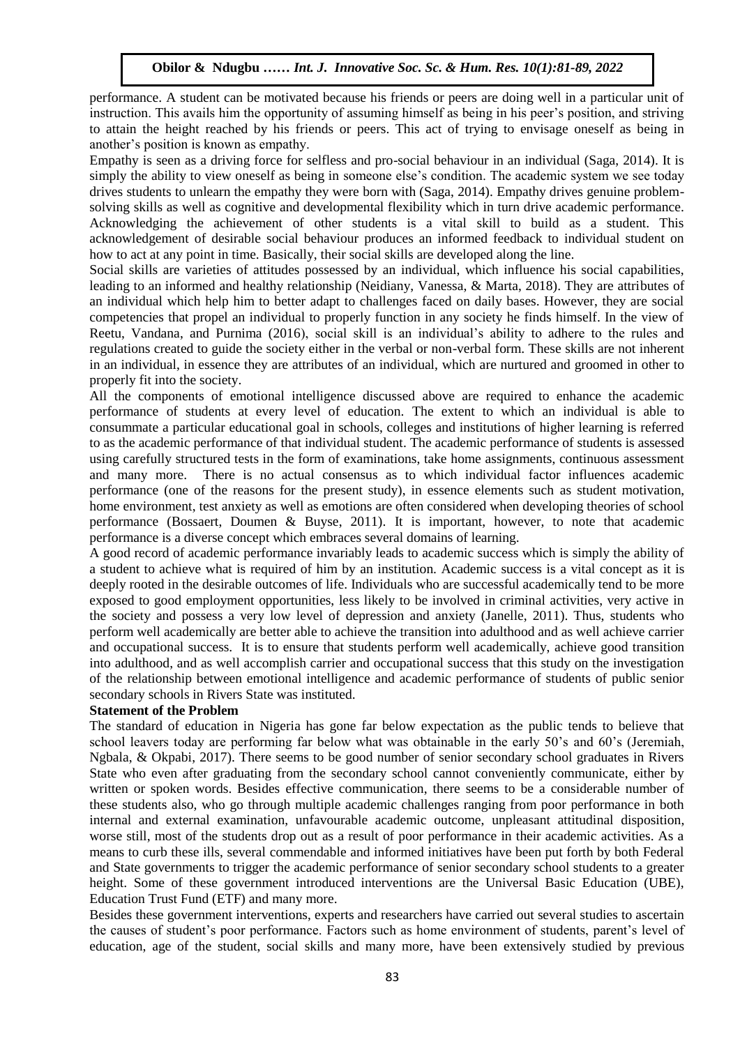performance. A student can be motivated because his friends or peers are doing well in a particular unit of instruction. This avails him the opportunity of assuming himself as being in his peer's position, and striving to attain the height reached by his friends or peers. This act of trying to envisage oneself as being in another's position is known as empathy.

Empathy is seen as a driving force for selfless and pro-social behaviour in an individual (Saga, 2014). It is simply the ability to view oneself as being in someone else's condition. The academic system we see today drives students to unlearn the empathy they were born with (Saga, 2014). Empathy drives genuine problem-solving skills as well as cognitive and developmental flexibility which in turn drive academic performance. Acknowledging the achievement of other students is a vital skill to build as a student. This acknowledgement of desirable social behaviour produces an informed feedback to individual student on how to act at any point in time. Basically, their social skills are developed along the line.

Social skills are varieties of attitudes possessed by an individual, which influence his social capabilities, leading to an informed and healthy relationship (Neidiany, Vanessa, & Marta, 2018). They are attributes of an individual which help him to better adapt to challenges faced on daily bases. However, they are social competencies that propel an individual to properly function in any society he finds himself. In the view of Reetu, Vandana, and Purnima (2016), social skill is an individual's ability to adhere to the rules and regulations created to guide the society either in the verbal or non-verbal form. These skills are not inherent in an individual, in essence they are attributes of an individual, which are nurtured and groomed in other to properly fit into the society.

All the components of emotional intelligence discussed above are required to enhance the academic performance of students at every level of education. The extent to which an individual is able to consummate a particular educational goal in schools, colleges and institutions of higher learning is referred to as the academic performance of that individual student. The academic performance of students is assessed using carefully structured tests in the form of examinations, take home assignments, continuous assessment and many more. There is no actual consensus as to which individual factor influences academic performance (one of the reasons for the present study), in essence elements such as student motivation, home environment, test anxiety as well as emotions are often considered when developing theories of school performance (Bossaert, Doumen & Buyse, 2011). It is important, however, to note that academic performance is a diverse concept which embraces several domains of learning.

A good record of academic performance invariably leads to academic success which is simply the ability of a student to achieve what is required of him by an institution. Academic success is a vital concept as it is deeply rooted in the desirable outcomes of life. Individuals who are successful academically tend to be more exposed to good employment opportunities, less likely to be involved in criminal activities, very active in the society and possess a very low level of depression and anxiety (Janelle, 2011). Thus, students who perform well academically are better able to achieve the transition into adulthood and as well achieve carrier and occupational success. It is to ensure that students perform well academically, achieve good transition into adulthood, and as well accomplish carrier and occupational success that this study on the investigation of the relationship between emotional intelligence and academic performance of students of public senior secondary schools in Rivers State was instituted.

**Statement of the Problem**

The standard of education in Nigeria has gone far below expectation as the public tends to believe that school leavers today are performing far below what was obtainable in the early 50's and 60's (Jeremiah, Ngbala, & Okpabi, 2017). There seems to be good number of senior secondary school graduates in Rivers State who even after graduating from the secondary school cannot conveniently communicate, either by written or spoken words. Besides effective communication, there seems to be a considerable number of these students also, who go through multiple academic challenges ranging from poor performance in both internal and external examination, unfavourable academic outcome, unpleasant attitudinal disposition, worse still, most of the students drop out as a result of poor performance in their academic activities. As a means to curb these ills, several commendable and informed initiatives have been put forth by both Federal and State governments to trigger the academic performance of senior secondary school students to a greater height. Some of these government introduced interventions are the Universal Basic Education (UBE), Education Trust Fund (ETF) and many more.

Besides these government interventions, experts and researchers have carried out several studies to ascertain the causes of student's poor performance. Factors such as home environment of students, parent's level of education, age of the student, social skills and many more, have been extensively studied by previous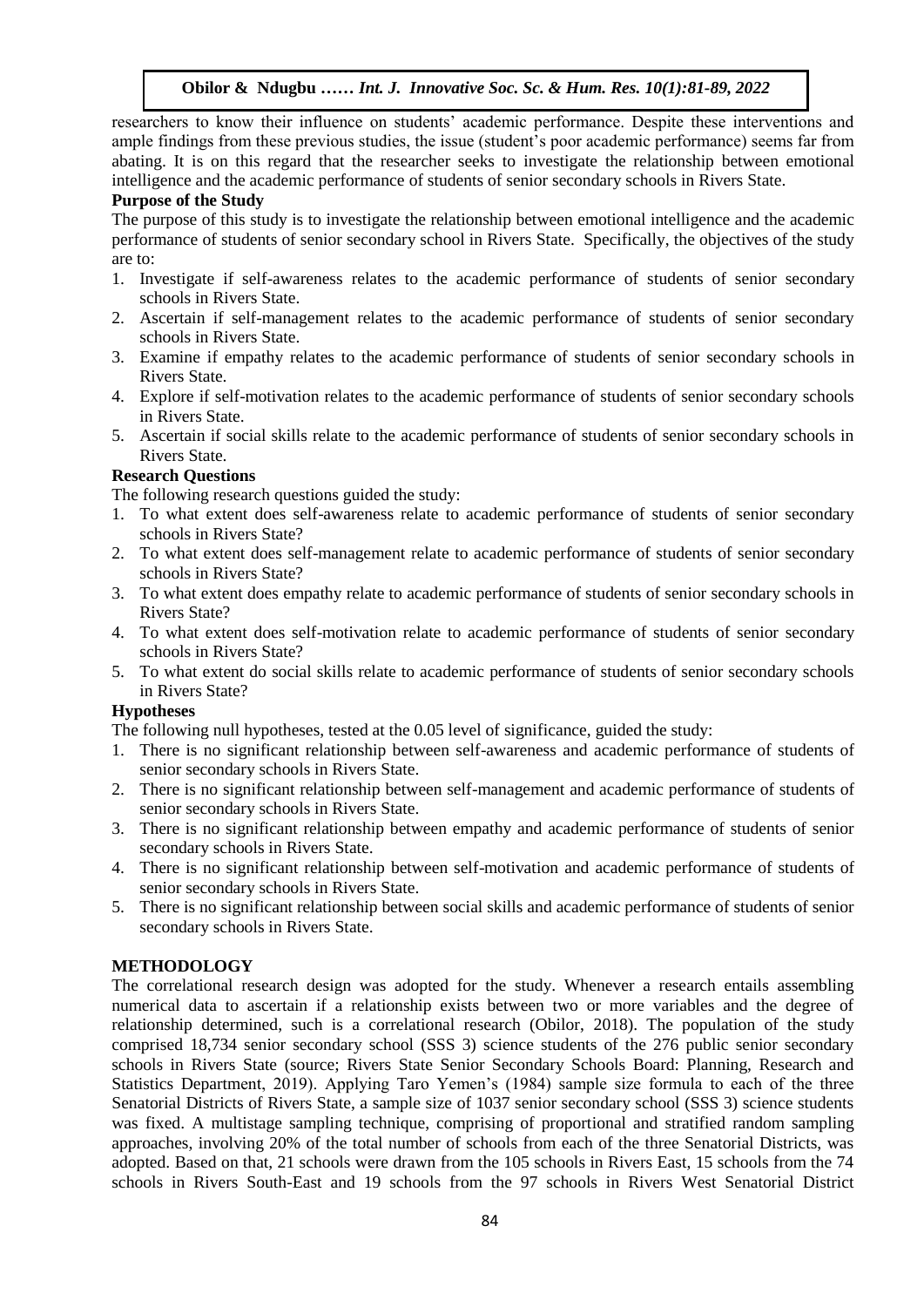researchers to know their influence on students' academic performance. Despite these interventions and ample findings from these previous studies, the issue (student's poor academic performance) seems far from abating. It is on this regard that the researcher seeks to investigate the relationship between emotional intelligence and the academic performance of students of senior secondary schools in Rivers State.

### Purpose of the Study

The purpose of this study is to investigate the relationship between emotional intelligence and the academic performance of students of senior secondary school in Rivers State. Specifically, the objectives of the study are to:

1. Investigate if self-awareness relates to the academic performance of students of senior secondary schools in Rivers State.
2. Ascertain if self-management relates to the academic performance of students of senior secondary schools in Rivers State.
3. Examine if empathy relates to the academic performance of students of senior secondary schools in Rivers State.
4. Explore if self-motivation relates to the academic performance of students of senior secondary schools in Rivers State.
5. Ascertain if social skills relate to the academic performance of students of senior secondary schools in Rivers State.

### Research Questions

The following research questions guided the study:

1. To what extent does self-awareness relate to academic performance of students of senior secondary schools in Rivers State?
2. To what extent does self-management relate to academic performance of students of senior secondary schools in Rivers State?
3. To what extent does empathy relate to academic performance of students of senior secondary schools in Rivers State?
4. To what extent does self-motivation relate to academic performance of students of senior secondary schools in Rivers State?
5. To what extent do social skills relate to academic performance of students of senior secondary schools in Rivers State?

### Hypotheses

The following null hypotheses, tested at the 0.05 level of significance, guided the study:

1. There is no significant relationship between self-awareness and academic performance of students of senior secondary schools in Rivers State.
2. There is no significant relationship between self-management and academic performance of students of senior secondary schools in Rivers State.
3. There is no significant relationship between empathy and academic performance of students of senior secondary schools in Rivers State.
4. There is no significant relationship between self-motivation and academic performance of students of senior secondary schools in Rivers State.
5. There is no significant relationship between social skills and academic performance of students of senior secondary schools in Rivers State.

## METHODOLOGY

The correlational research design was adopted for the study. Whenever a research entails assembling numerical data to ascertain if a relationship exists between two or more variables and the degree of relationship determined, such is a correlational research (Obilor, 2018). The population of the study comprised 18,734 senior secondary school (SSS 3) science students of the 276 public senior secondary schools in Rivers State (source; Rivers State Senior Secondary Schools Board: Planning, Research and Statistics Department, 2019). Applying Taro Yemen's (1984) sample size formula to each of the three Senatorial Districts of Rivers State, a sample size of 1037 senior secondary school (SSS 3) science students was fixed. A multistage sampling technique, comprising of proportional and stratified random sampling approaches, involving 20% of the total number of schools from each of the three Senatorial Districts, was adopted. Based on that, 21 schools were drawn from the 105 schools in Rivers East, 15 schools from the 74 schools in Rivers South-East and 19 schools from the 97 schools in Rivers West Senatorial District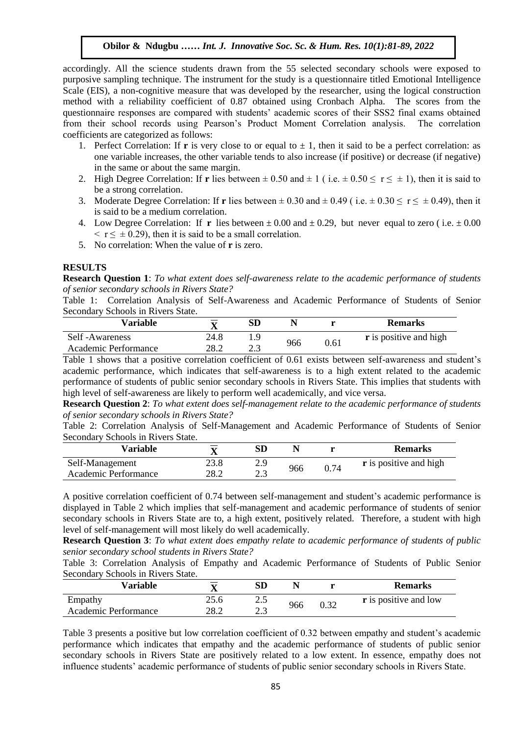accordingly. All the science students drawn from the 55 selected secondary schools were exposed to purposive sampling technique. The instrument for the study is a questionnaire titled Emotional Intelligence Scale (EIS), a non-cognitive measure that was developed by the researcher, using the logical construction method with a reliability coefficient of 0.87 obtained using Cronbach Alpha. The scores from the questionnaire responses are compared with students' academic scores of their SSS2 final exams obtained from their school records using Pearson's Product Moment Correlation analysis. The correlation coefficients are categorized as follows:

1. Perfect Correlation: If **r** is very close to or equal to $\pm$ 1, then it said to be a perfect correlation: as one variable increases, the other variable tends to also increase (if positive) or decrease (if negative) in the same or about the same margin.
2. High Degree Correlation: If **r** lies between $\pm$ 0.50 and $\pm$ 1 ( i.e. $\pm 0.50 \leq r \leq \pm 1$), then it is said to be a strong correlation.
3. Moderate Degree Correlation: If **r** lies between $\pm$ 0.30 and $\pm$ 0.49 ( i.e. $\pm 0.30 \leq r \leq \pm 0.49$), then it is said to be a medium correlation.
4. Low Degree Correlation: If **r** lies between $\pm$ 0.00 and $\pm$ 0.29, but never equal to zero ( i.e. $\pm 0.00 < r \leq \pm 0.29$), then it is said to be a small correlation.
5. No correlation: When the value of **r** is zero.

## RESULTS

**Research Question 1**: *To what extent does self-awareness relate to the academic performance of students of senior secondary schools in Rivers State?*

Table 1: Correlation Analysis of Self-Awareness and Academic Performance of Students of Senior Secondary Schools in Rivers State.

| Variable | $\overline{X}$ | SD | N | r | Remarks |
|---|---|---|---|---|---|
| Self -Awareness | 24.8 | 1.9 | 966 | 0.61 | **r** is positive and high |
| Academic Performance | 28.2 | 2.3 | | | |

Table 1 shows that a positive correlation coefficient of 0.61 exists between self-awareness and student's academic performance, which indicates that self-awareness is to a high extent related to the academic performance of students of public senior secondary schools in Rivers State. This implies that students with high level of self-awareness are likely to perform well academically, and vice versa.

**Research Question 2**: *To what extent does self-management relate to the academic performance of students of senior secondary schools in Rivers State?*

Table 2: Correlation Analysis of Self-Management and Academic Performance of Students of Senior Secondary Schools in Rivers State.

| Variable | $\overline{X}$ | SD | N | r | Remarks |
|---|---|---|---|---|---|
| Self-Management | 23.8 | 2.9 | 966 | 0.74 | **r** is positive and high |
| Academic Performance | 28.2 | 2.3 | | | |

A positive correlation coefficient of 0.74 between self-management and student's academic performance is displayed in Table 2 which implies that self-management and academic performance of students of senior secondary schools in Rivers State are to, a high extent, positively related. Therefore, a student with high level of self-management will most likely do well academically.

**Research Question 3**: *To what extent does empathy relate to academic performance of students of public senior secondary school students in Rivers State?*

Table 3: Correlation Analysis of Empathy and Academic Performance of Students of Public Senior Secondary Schools in Rivers State.

| Variable | $\overline{X}$ | SD | N | r | Remarks |
|---|---|---|---|---|---|
| Empathy | 25.6 | 2.5 | 966 | 0.32 | **r** is positive and low |
| Academic Performance | 28.2 | 2.3 | | | |

Table 3 presents a positive but low correlation coefficient of 0.32 between empathy and student's academic performance which indicates that empathy and the academic performance of students of public senior secondary schools in Rivers State are positively related to a low extent. In essence, empathy does not influence students' academic performance of students of public senior secondary schools in Rivers State.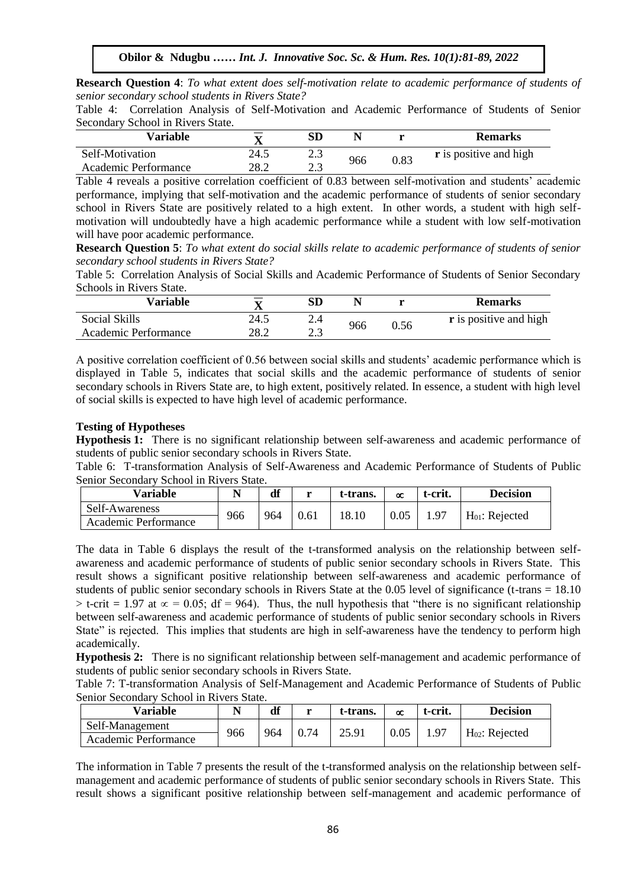**Research Question 4**: *To what extent does self-motivation relate to academic performance of students of senior secondary school students in Rivers State?*

Table 4: Correlation Analysis of Self-Motivation and Academic Performance of Students of Senior Secondary School in Rivers State.

| Variable | $\overline{X}$ | SD | N | r | Remarks |
|---|---|---|---|---|---|
| Self-Motivation | 24.5 | 2.3 | 966 | 0.83 | **r** is positive and high |
| Academic Performance | 28.2 | 2.3 | | | |

Table 4 reveals a positive correlation coefficient of 0.83 between self-motivation and students' academic performance, implying that self-motivation and the academic performance of students of senior secondary school in Rivers State are positively related to a high extent. In other words, a student with high self-motivation will undoubtedly have a high academic performance while a student with low self-motivation will have poor academic performance.

**Research Question 5**: *To what extent do social skills relate to academic performance of students of senior secondary school students in Rivers State?*

Table 5: Correlation Analysis of Social Skills and Academic Performance of Students of Senior Secondary Schools in Rivers State.

| Variable | $\overline{X}$ | SD | N | r | Remarks |
|---|---|---|---|---|---|
| Social Skills | 24.5 | 2.4 | 966 | 0.56 | **r** is positive and high |
| Academic Performance | 28.2 | 2.3 | | | |

A positive correlation coefficient of 0.56 between social skills and students' academic performance which is displayed in Table 5, indicates that social skills and the academic performance of students of senior secondary schools in Rivers State are, to high extent, positively related. In essence, a student with high level of social skills is expected to have high level of academic performance.

**Testing of Hypotheses**

**Hypothesis 1:** There is no significant relationship between self-awareness and academic performance of students of public senior secondary schools in Rivers State.

Table 6: T-transformation Analysis of Self-Awareness and Academic Performance of Students of Public Senior Secondary School in Rivers State.

| Variable | N | df | r | t-trans. | $\propto$ | t-crit. | Decision |
|---|---|---|---|---|---|---|---|
| Self-Awareness | 966 | 964 | 0.61 | 18.10 | 0.05 | 1.97 | $H_{01}$: Rejected |
| Academic Performance | | | | | | | |

The data in Table 6 displays the result of the t-transformed analysis on the relationship between self-awareness and academic performance of students of public senior secondary schools in Rivers State. This result shows a significant positive relationship between self-awareness and academic performance of students of public senior secondary schools in Rivers State at the 0.05 level of significance (t-trans = 18.10 > t-crit = 1.97 at $\propto$ = 0.05; df = 964). Thus, the null hypothesis that "there is no significant relationship between self-awareness and academic performance of students of public senior secondary schools in Rivers State" is rejected. This implies that students are high in self-awareness have the tendency to perform high academically.

**Hypothesis 2:** There is no significant relationship between self-management and academic performance of students of public senior secondary schools in Rivers State.

Table 7: T-transformation Analysis of Self-Management and Academic Performance of Students of Public Senior Secondary School in Rivers State.

| Variable | N | df | r | t-trans. | $\propto$ | t-crit. | Decision |
|---|---|---|---|---|---|---|---|
| Self-Management | 966 | 964 | 0.74 | 25.91 | 0.05 | 1.97 | $H_{02}$: Rejected |
| Academic Performance | | | | | | | |

The information in Table 7 presents the result of the t-transformed analysis on the relationship between self-management and academic performance of students of public senior secondary schools in Rivers State. This result shows a significant positive relationship between self-management and academic performance of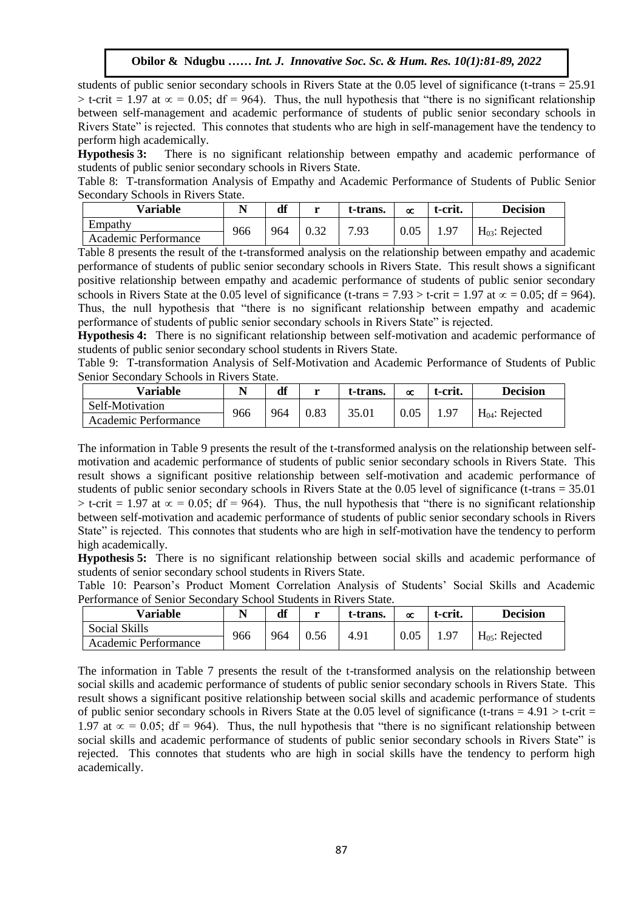students of public senior secondary schools in Rivers State at the 0.05 level of significance (t-trans = 25.91 > t-crit = 1.97 at $\propto$ = 0.05; df = 964). Thus, the null hypothesis that "there is no significant relationship between self-management and academic performance of students of public senior secondary schools in Rivers State" is rejected. This connotes that students who are high in self-management have the tendency to perform high academically.

**Hypothesis 3:** There is no significant relationship between empathy and academic performance of students of public senior secondary schools in Rivers State.

Table 8: T-transformation Analysis of Empathy and Academic Performance of Students of Public Senior Secondary Schools in Rivers State.

| Variable | N | df | r | t-trans. | $\propto$ | t-crit. | Decision |
|---|---|---|---|---|---|---|---|
| Empathy<br>Academic Performance | 966 | 964 | 0.32 | 7.93 | 0.05 | 1.97 | $H_{03}$: Rejected |

Table 8 presents the result of the t-transformed analysis on the relationship between empathy and academic performance of students of public senior secondary schools in Rivers State. This result shows a significant positive relationship between empathy and academic performance of students of public senior secondary schools in Rivers State at the 0.05 level of significance (t-trans = 7.93 > t-crit = 1.97 at $\propto$ = 0.05; df = 964). Thus, the null hypothesis that "there is no significant relationship between empathy and academic performance of students of public senior secondary schools in Rivers State" is rejected.

**Hypothesis 4:** There is no significant relationship between self-motivation and academic performance of students of public senior secondary school students in Rivers State.

Table 9: T-transformation Analysis of Self-Motivation and Academic Performance of Students of Public Senior Secondary Schools in Rivers State.

| Variable | N | df | r | t-trans. | $\propto$ | t-crit. | Decision |
|---|---|---|---|---|---|---|---|
| Self-Motivation<br>Academic Performance | 966 | 964 | 0.83 | 35.01 | 0.05 | 1.97 | $H_{04}$: Rejected |

The information in Table 9 presents the result of the t-transformed analysis on the relationship between self-motivation and academic performance of students of public senior secondary schools in Rivers State. This result shows a significant positive relationship between self-motivation and academic performance of students of public senior secondary schools in Rivers State at the 0.05 level of significance (t-trans = 35.01 > t-crit = 1.97 at $\propto$ = 0.05; df = 964). Thus, the null hypothesis that "there is no significant relationship between self-motivation and academic performance of students of public senior secondary schools in Rivers State" is rejected. This connotes that students who are high in self-motivation have the tendency to perform high academically.

**Hypothesis 5:** There is no significant relationship between social skills and academic performance of students of senior secondary school students in Rivers State.

Table 10: Pearson's Product Moment Correlation Analysis of Students' Social Skills and Academic Performance of Senior Secondary School Students in Rivers State.

| Variable | N | df | r | t-trans. | $\propto$ | t-crit. | Decision |
|---|---|---|---|---|---|---|---|
| Social Skills<br>Academic Performance | 966 | 964 | 0.56 | 4.91 | 0.05 | 1.97 | $H_{05}$: Rejected |

The information in Table 7 presents the result of the t-transformed analysis on the relationship between social skills and academic performance of students of public senior secondary schools in Rivers State. This result shows a significant positive relationship between social skills and academic performance of students of public senior secondary schools in Rivers State at the 0.05 level of significance (t-trans = 4.91 > t-crit = 1.97 at $\propto$ = 0.05; df = 964). Thus, the null hypothesis that "there is no significant relationship between social skills and academic performance of students of public senior secondary schools in Rivers State" is rejected. This connotes that students who are high in social skills have the tendency to perform high academically.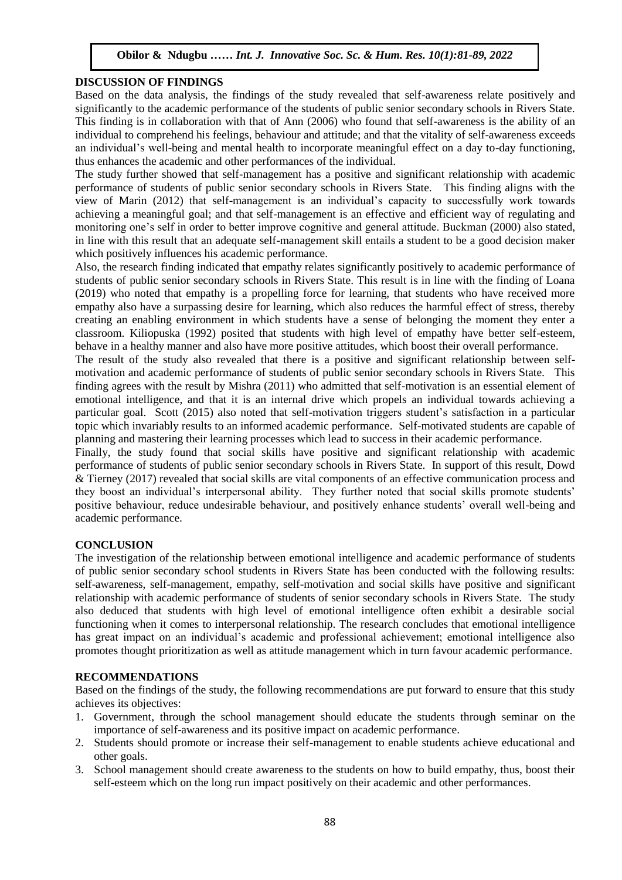## DISCUSSION OF FINDINGS

Based on the data analysis, the findings of the study revealed that self-awareness relate positively and significantly to the academic performance of the students of public senior secondary schools in Rivers State. This finding is in collaboration with that of Ann (2006) who found that self-awareness is the ability of an individual to comprehend his feelings, behaviour and attitude; and that the vitality of self-awareness exceeds an individual's well-being and mental health to incorporate meaningful effect on a day to-day functioning, thus enhances the academic and other performances of the individual.

The study further showed that self-management has a positive and significant relationship with academic performance of students of public senior secondary schools in Rivers State. This finding aligns with the view of Marin (2012) that self-management is an individual's capacity to successfully work towards achieving a meaningful goal; and that self-management is an effective and efficient way of regulating and monitoring one's self in order to better improve cognitive and general attitude. Buckman (2000) also stated, in line with this result that an adequate self-management skill entails a student to be a good decision maker which positively influences his academic performance.

Also, the research finding indicated that empathy relates significantly positively to academic performance of students of public senior secondary schools in Rivers State. This result is in line with the finding of Loana (2019) who noted that empathy is a propelling force for learning, that students who have received more empathy also have a surpassing desire for learning, which also reduces the harmful effect of stress, thereby creating an enabling environment in which students have a sense of belonging the moment they enter a classroom. Kiliopuska (1992) posited that students with high level of empathy have better self-esteem, behave in a healthy manner and also have more positive attitudes, which boost their overall performance.

The result of the study also revealed that there is a positive and significant relationship between self-motivation and academic performance of students of public senior secondary schools in Rivers State. This finding agrees with the result by Mishra (2011) who admitted that self-motivation is an essential element of emotional intelligence, and that it is an internal drive which propels an individual towards achieving a particular goal. Scott (2015) also noted that self-motivation triggers student's satisfaction in a particular topic which invariably results to an informed academic performance. Self-motivated students are capable of planning and mastering their learning processes which lead to success in their academic performance.

Finally, the study found that social skills have positive and significant relationship with academic performance of students of public senior secondary schools in Rivers State. In support of this result, Dowd & Tierney (2017) revealed that social skills are vital components of an effective communication process and they boost an individual's interpersonal ability. They further noted that social skills promote students' positive behaviour, reduce undesirable behaviour, and positively enhance students' overall well-being and academic performance.

## CONCLUSION

The investigation of the relationship between emotional intelligence and academic performance of students of public senior secondary school students in Rivers State has been conducted with the following results: self-awareness, self-management, empathy, self-motivation and social skills have positive and significant relationship with academic performance of students of senior secondary schools in Rivers State. The study also deduced that students with high level of emotional intelligence often exhibit a desirable social functioning when it comes to interpersonal relationship. The research concludes that emotional intelligence has great impact on an individual's academic and professional achievement; emotional intelligence also promotes thought prioritization as well as attitude management which in turn favour academic performance.

## RECOMMENDATIONS

Based on the findings of the study, the following recommendations are put forward to ensure that this study achieves its objectives:

1. Government, through the school management should educate the students through seminar on the importance of self-awareness and its positive impact on academic performance.
2. Students should promote or increase their self-management to enable students achieve educational and other goals.
3. School management should create awareness to the students on how to build empathy, thus, boost their self-esteem which on the long run impact positively on their academic and other performances.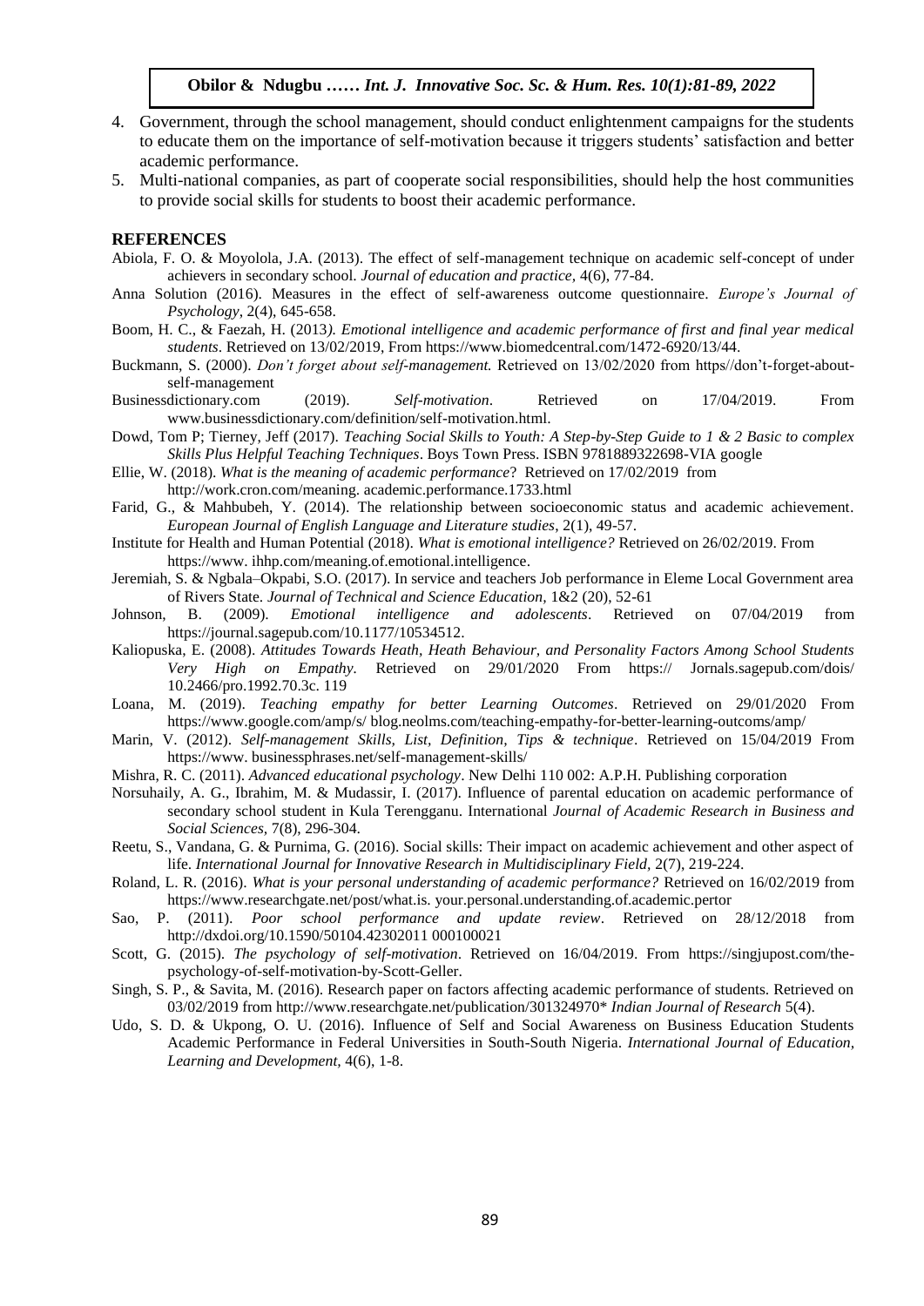4. Government, through the school management, should conduct enlightenment campaigns for the students to educate them on the importance of self-motivation because it triggers students' satisfaction and better academic performance.
5. Multi-national companies, as part of cooperate social responsibilities, should help the host communities to provide social skills for students to boost their academic performance.

## REFERENCES

Abiola, F. O. & Moyolola, J.A. (2013). The effect of self-management technique on academic self-concept of under achievers in secondary school. *Journal of education and practice*, 4(6), 77-84.

Anna Solution (2016). Measures in the effect of self-awareness outcome questionnaire. *Europe's Journal of Psychology*, 2(4), 645-658.

Boom, H. C., & Faezah, H. (2013*). Emotional intelligence and academic performance of first and final year medical students*. Retrieved on 13/02/2019, From https://www.biomedcentral.com/1472-6920/13/44.

Buckmann, S. (2000). *Don't forget about self-management.* Retrieved on 13/02/2020 from https//don't-forget-about-self-management

Businessdictionary.com (2019). *Self-motivation*. Retrieved on 17/04/2019. From www.businessdictionary.com/definition/self-motivation.html.

Dowd, Tom P; Tierney, Jeff (2017). *Teaching Social Skills to Youth: A Step-by-Step Guide to 1 & 2 Basic to complex Skills Plus Helpful Teaching Techniques*. Boys Town Press. ISBN 9781889322698-VIA google

Ellie, W. (2018). *What is the meaning of academic performance*? Retrieved on 17/02/2019 from http://work.cron.com/meaning. academic.performance.1733.html

Farid, G., & Mahbubeh, Y. (2014). The relationship between socioeconomic status and academic achievement. *European Journal of English Language and Literature studies*, 2(1), 49-57.

Institute for Health and Human Potential (2018). *What is emotional intelligence?* Retrieved on 26/02/2019. From https://www. ihhp.com/meaning.of.emotional.intelligence.

Jeremiah, S. & Ngbala–Okpabi, S.O. (2017). In service and teachers Job performance in Eleme Local Government area of Rivers State. *Journal of Technical and Science Education,* 1&2 (20), 52-61

Johnson, B. (2009). *Emotional intelligence and adolescents*. Retrieved on 07/04/2019 from https://journal.sagepub.com/10.1177/10534512.

Kaliopuska, E. (2008). *Attitudes Towards Heath, Heath Behaviour, and Personality Factors Among School Students Very High on Empathy*. Retrieved on 29/01/2020 From https:// Jornals.sagepub.com/dois/ 10.2466/pro.1992.70.3c. 119

Loana, M. (2019). *Teaching empathy for better Learning Outcomes*. Retrieved on 29/01/2020 From https://www.google.com/amp/s/ blog.neolms.com/teaching-empathy-for-better-learning-outcoms/amp/

Marin, V. (2012). *Self-management Skills, List, Definition, Tips & technique*. Retrieved on 15/04/2019 From https://www. businessphrases.net/self-management-skills/

Mishra, R. C. (2011). *Advanced educational psychology*. New Delhi 110 002: A.P.H. Publishing corporation

Norsuhaily, A. G., Ibrahim, M. & Mudassir, I. (2017). Influence of parental education on academic performance of secondary school student in Kula Terengganu. International *Journal of Academic Research in Business and Social Sciences,* 7(8), 296-304.

Reetu, S., Vandana, G. & Purnima, G. (2016). Social skills: Their impact on academic achievement and other aspect of life. *International Journal for Innovative Research in Multidisciplinary Field,* 2(7), 219-224.

Roland, L. R. (2016). *What is your personal understanding of academic performance?* Retrieved on 16/02/2019 from https://www.researchgate.net/post/what.is. your.personal.understanding.of.academic.pertor

Sao, P. (2011). *Poor school performance and update review*. Retrieved on 28/12/2018 from http://dxdoi.org/10.1590/50104.42302011 000100021

Scott, G. (2015). *The psychology of self-motivation*. Retrieved on 16/04/2019. From https://singjupost.com/the-psychology-of-self-motivation-by-Scott-Geller.

Singh, S. P., & Savita, M. (2016). Research paper on factors affecting academic performance of students. Retrieved on 03/02/2019 from http://www.researchgate.net/publication/301324970* *Indian Journal of Research* 5(4).

Udo, S. D. & Ukpong, O. U. (2016). Influence of Self and Social Awareness on Business Education Students Academic Performance in Federal Universities in South-South Nigeria. *International Journal of Education, Learning and Development*, 4(6), 1-8.